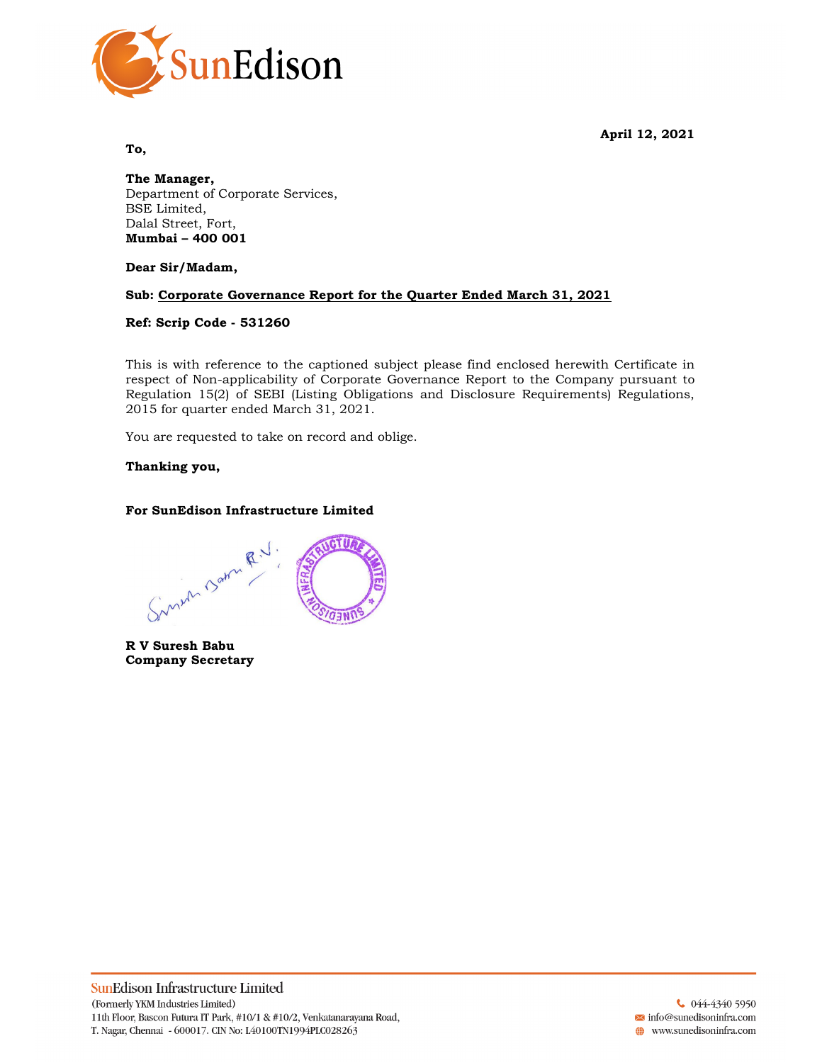**April 12, 2021**

**To,**

**The Manager,**
Department of Corporate Services,
BSE Limited,
Dalal Street, Fort,
**Mumbai – 400 001**

**Dear Sir/Madam,**

**Sub: Corporate Governance Report for the Quarter Ended March 31, 2021**

**Ref: Scrip Code - 531260**

This is with reference to the captioned subject please find enclosed herewith Certificate in respect of Non-applicability of Corporate Governance Report to the Company pursuant to Regulation 15(2) of SEBI (Listing Obligations and Disclosure Requirements) Regulations, 2015 for quarter ended March 31, 2021.

You are requested to take on record and oblige.

**Thanking you,**

**For SunEdison Infrastructure Limited**

**R V Suresh Babu**
**Company Secretary**

SunEdison Infrastructure Limited
(Formerly YKM Industries Limited)
11th Floor, Bascon Futura IT Park, #10/1 & #10/2, Venkatanarayana Road,
T. Nagar, Chennai - 600017. CIN No: L40100TN1994PLC028263

044-4340 5950
info@sunedisoninfra.com
www.sunedisoninfra.com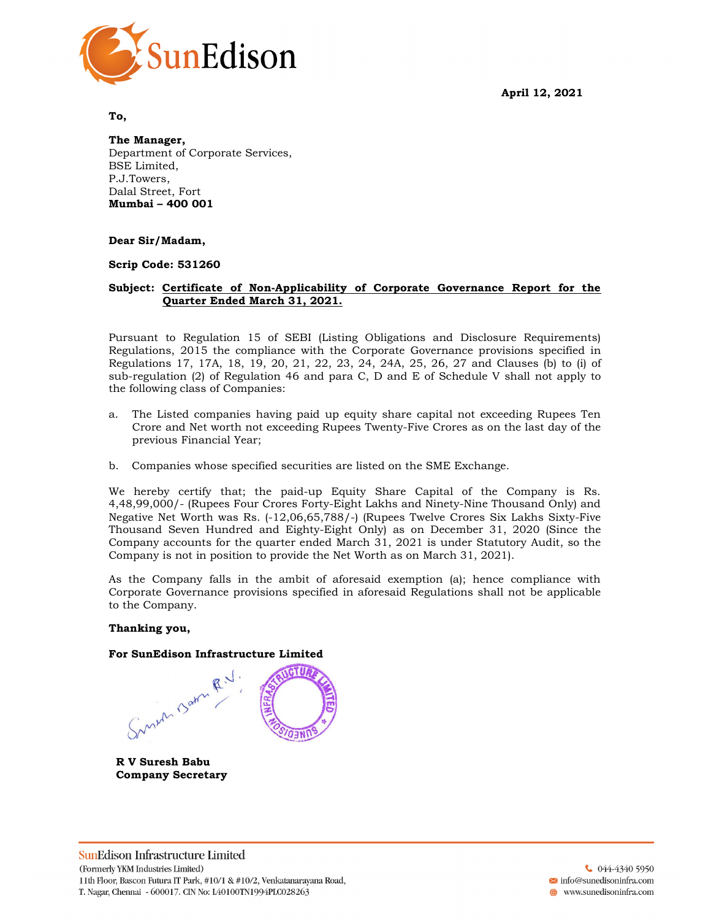**April 12, 2021**

**To,**

**The Manager,**
Department of Corporate Services,
BSE Limited,
P.J.Towers,
Dalal Street, Fort
**Mumbai – 400 001**

**Dear Sir/Madam,**

**Scrip Code: 531260**

**Subject: Certificate of Non-Applicability of Corporate Governance Report for the Quarter Ended March 31, 2021.**

Pursuant to Regulation 15 of SEBI (Listing Obligations and Disclosure Requirements) Regulations, 2015 the compliance with the Corporate Governance provisions specified in Regulations 17, 17A, 18, 19, 20, 21, 22, 23, 24, 24A, 25, 26, 27 and Clauses (b) to (i) of sub-regulation (2) of Regulation 46 and para C, D and E of Schedule V shall not apply to the following class of Companies:

a. The Listed companies having paid up equity share capital not exceeding Rupees Ten Crore and Net worth not exceeding Rupees Twenty-Five Crores as on the last day of the previous Financial Year;

b. Companies whose specified securities are listed on the SME Exchange.

We hereby certify that; the paid-up Equity Share Capital of the Company is Rs. 4,48,99,000/- (Rupees Four Crores Forty-Eight Lakhs and Ninety-Nine Thousand Only) and Negative Net Worth was Rs. (-12,06,65,788/-) (Rupees Twelve Crores Six Lakhs Sixty-Five Thousand Seven Hundred and Eighty-Eight Only) as on December 31, 2020 (Since the Company accounts for the quarter ended March 31, 2021 is under Statutory Audit, so the Company is not in position to provide the Net Worth as on March 31, 2021).

As the Company falls in the ambit of aforesaid exemption (a); hence compliance with Corporate Governance provisions specified in aforesaid Regulations shall not be applicable to the Company.

**Thanking you,**

**For SunEdison Infrastructure Limited**

**R V Suresh Babu**
**Company Secretary**

SunEdison Infrastructure Limited
(Formerly YKM Industries Limited)
11th Floor, Bascon Futura IT Park, #10/1 & #10/2, Venkatanarayana Road,
T. Nagar, Chennai - 600017. CIN No: L40100TN1994PLC028263

044-4340 5950
info@sunedisoninfra.com
www.sunedisoninfra.com